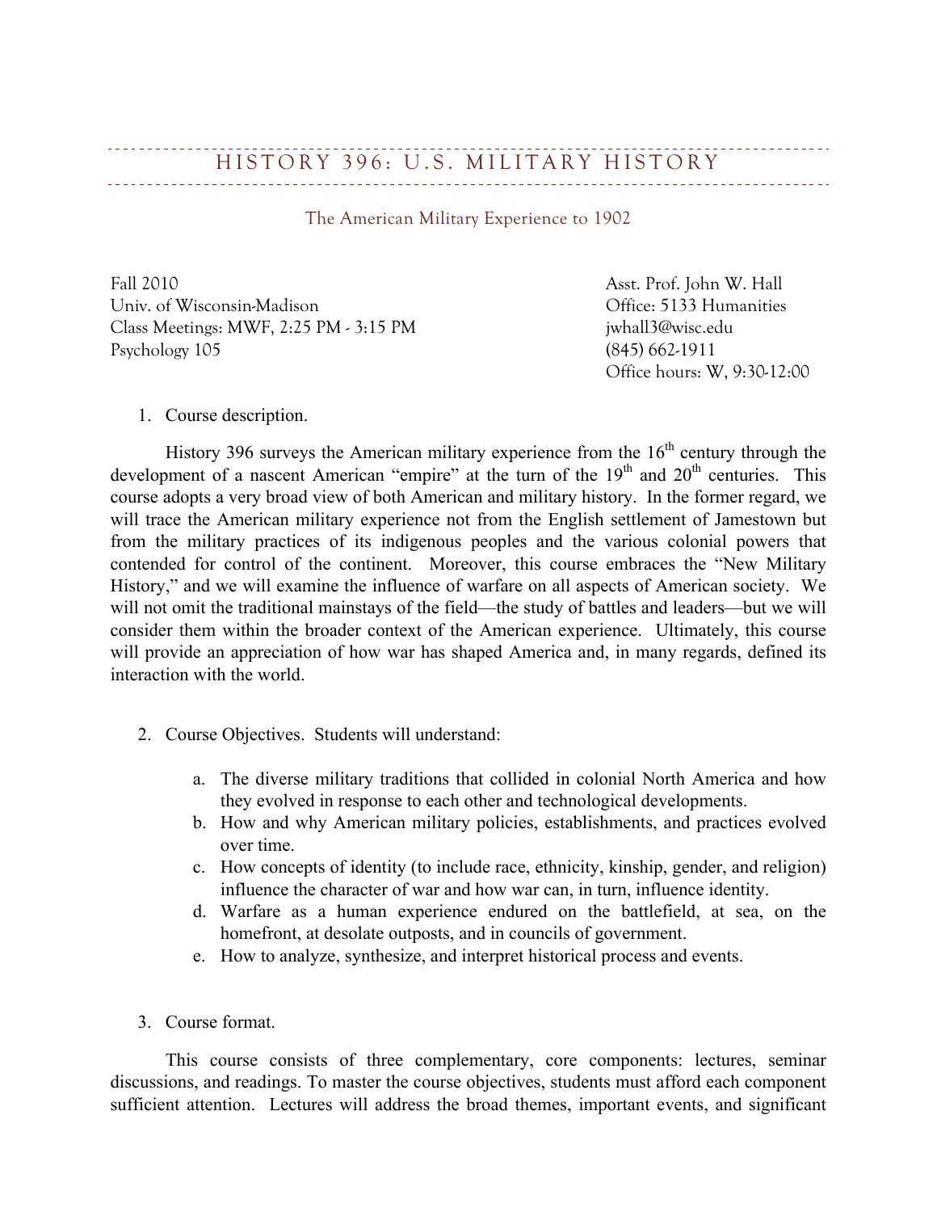# HISTORY 396: U.S. MILITARY HISTORY

## The American Military Experience to 1902

Fall 2010
Univ. of Wisconsin-Madison
Class Meetings: MWF, 2:25 PM - 3:15 PM
Psychology 105

Asst. Prof. John W. Hall
Office: 5133 Humanities
jwhall3@wisc.edu
(845) 662-1911
Office hours: W, 9:30-12:00

1. Course description.

History 396 surveys the American military experience from the 16th century through the development of a nascent American "empire" at the turn of the 19th and 20th centuries. This course adopts a very broad view of both American and military history. In the former regard, we will trace the American military experience not from the English settlement of Jamestown but from the military practices of its indigenous peoples and the various colonial powers that contended for control of the continent. Moreover, this course embraces the "New Military History," and we will examine the influence of warfare on all aspects of American society. We will not omit the traditional mainstays of the field—the study of battles and leaders—but we will consider them within the broader context of the American experience. Ultimately, this course will provide an appreciation of how war has shaped America and, in many regards, defined its interaction with the world.

2. Course Objectives. Students will understand:

   a. The diverse military traditions that collided in colonial North America and how they evolved in response to each other and technological developments.
   b. How and why American military policies, establishments, and practices evolved over time.
   c. How concepts of identity (to include race, ethnicity, kinship, gender, and religion) influence the character of war and how war can, in turn, influence identity.
   d. Warfare as a human experience endured on the battlefield, at sea, on the homefront, at desolate outposts, and in councils of government.
   e. How to analyze, synthesize, and interpret historical process and events.

3. Course format.

This course consists of three complementary, core components: lectures, seminar discussions, and readings. To master the course objectives, students must afford each component sufficient attention. Lectures will address the broad themes, important events, and significant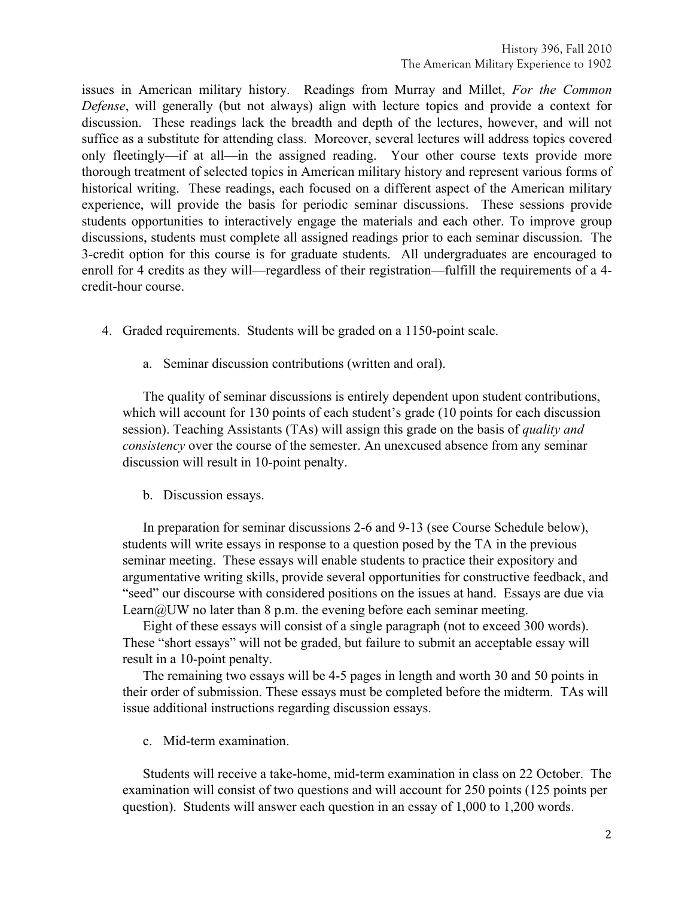issues in American military history. Readings from Murray and Millet, *For the Common Defense*, will generally (but not always) align with lecture topics and provide a context for discussion. These readings lack the breadth and depth of the lectures, however, and will not suffice as a substitute for attending class. Moreover, several lectures will address topics covered only fleetingly—if at all—in the assigned reading. Your other course texts provide more thorough treatment of selected topics in American military history and represent various forms of historical writing. These readings, each focused on a different aspect of the American military experience, will provide the basis for periodic seminar discussions. These sessions provide students opportunities to interactively engage the materials and each other. To improve group discussions, students must complete all assigned readings prior to each seminar discussion. The 3-credit option for this course is for graduate students. All undergraduates are encouraged to enroll for 4 credits as they will—regardless of their registration—fulfill the requirements of a 4-credit-hour course.

4. Graded requirements. Students will be graded on a 1150-point scale.

    a. Seminar discussion contributions (written and oral).

    The quality of seminar discussions is entirely dependent upon student contributions, which will account for 130 points of each student's grade (10 points for each discussion session). Teaching Assistants (TAs) will assign this grade on the basis of *quality and consistency* over the course of the semester. An unexcused absence from any seminar discussion will result in 10-point penalty.

    b. Discussion essays.

    In preparation for seminar discussions 2-6 and 9-13 (see Course Schedule below), students will write essays in response to a question posed by the TA in the previous seminar meeting. These essays will enable students to practice their expository and argumentative writing skills, provide several opportunities for constructive feedback, and "seed" our discourse with considered positions on the issues at hand. Essays are due via Learn@UW no later than 8 p.m. the evening before each seminar meeting.

    Eight of these essays will consist of a single paragraph (not to exceed 300 words). These "short essays" will not be graded, but failure to submit an acceptable essay will result in a 10-point penalty.

    The remaining two essays will be 4-5 pages in length and worth 30 and 50 points in their order of submission. These essays must be completed before the midterm. TAs will issue additional instructions regarding discussion essays.

    c. Mid-term examination.

    Students will receive a take-home, mid-term examination in class on 22 October. The examination will consist of two questions and will account for 250 points (125 points per question). Students will answer each question in an essay of 1,000 to 1,200 words.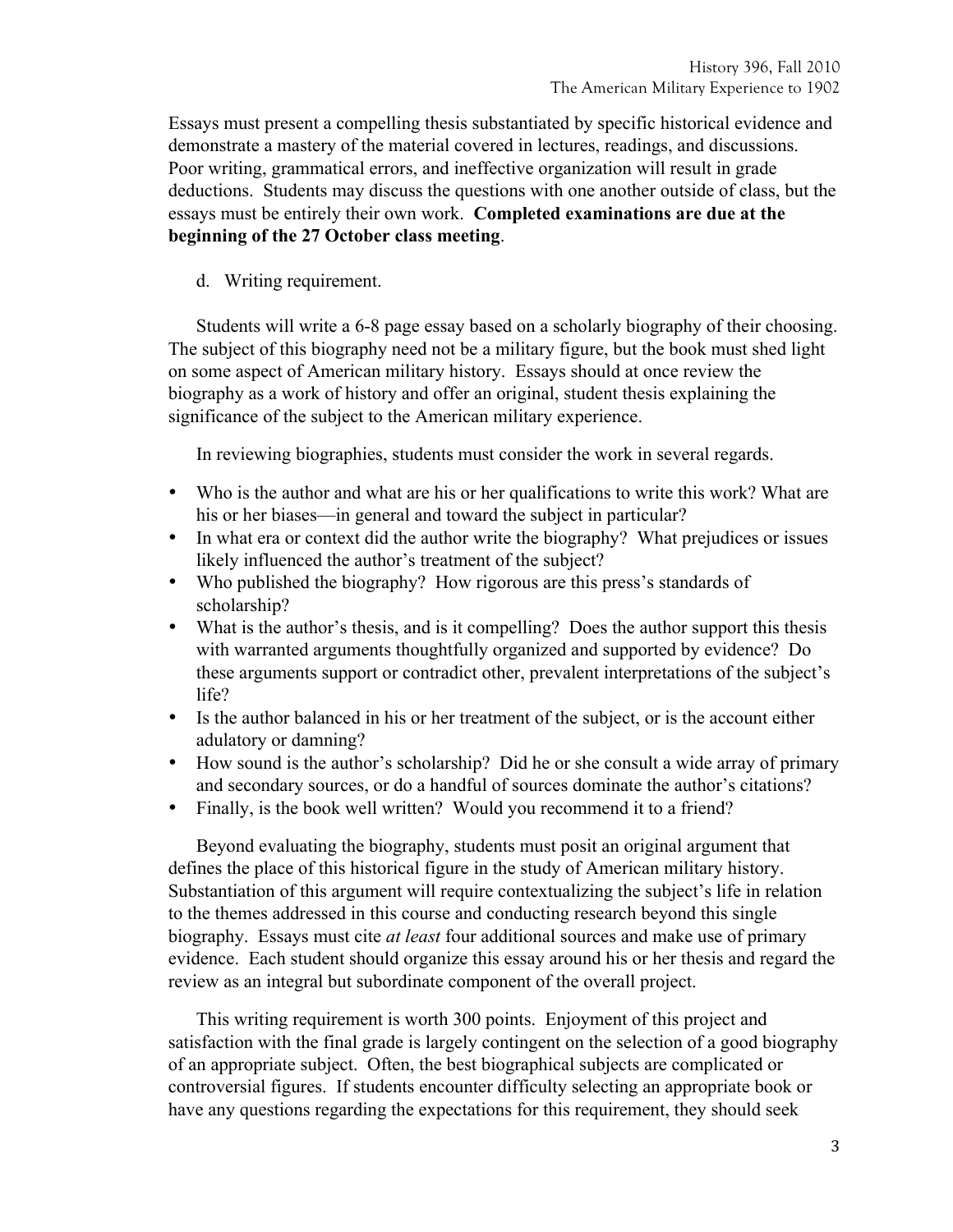Essays must present a compelling thesis substantiated by specific historical evidence and demonstrate a mastery of the material covered in lectures, readings, and discussions. Poor writing, grammatical errors, and ineffective organization will result in grade deductions. Students may discuss the questions with one another outside of class, but the essays must be entirely their own work. **Completed examinations are due at the beginning of the 27 October class meeting**.

d. Writing requirement.

Students will write a 6-8 page essay based on a scholarly biography of their choosing. The subject of this biography need not be a military figure, but the book must shed light on some aspect of American military history. Essays should at once review the biography as a work of history and offer an original, student thesis explaining the significance of the subject to the American military experience.

In reviewing biographies, students must consider the work in several regards.

- Who is the author and what are his or her qualifications to write this work? What are his or her biases—in general and toward the subject in particular?
- In what era or context did the author write the biography? What prejudices or issues likely influenced the author's treatment of the subject?
- Who published the biography? How rigorous are this press's standards of scholarship?
- What is the author's thesis, and is it compelling? Does the author support this thesis with warranted arguments thoughtfully organized and supported by evidence? Do these arguments support or contradict other, prevalent interpretations of the subject's life?
- Is the author balanced in his or her treatment of the subject, or is the account either adulatory or damning?
- How sound is the author's scholarship? Did he or she consult a wide array of primary and secondary sources, or do a handful of sources dominate the author's citations?
- Finally, is the book well written? Would you recommend it to a friend?

Beyond evaluating the biography, students must posit an original argument that defines the place of this historical figure in the study of American military history. Substantiation of this argument will require contextualizing the subject's life in relation to the themes addressed in this course and conducting research beyond this single biography. Essays must cite *at least* four additional sources and make use of primary evidence. Each student should organize this essay around his or her thesis and regard the review as an integral but subordinate component of the overall project.

This writing requirement is worth 300 points. Enjoyment of this project and satisfaction with the final grade is largely contingent on the selection of a good biography of an appropriate subject. Often, the best biographical subjects are complicated or controversial figures. If students encounter difficulty selecting an appropriate book or have any questions regarding the expectations for this requirement, they should seek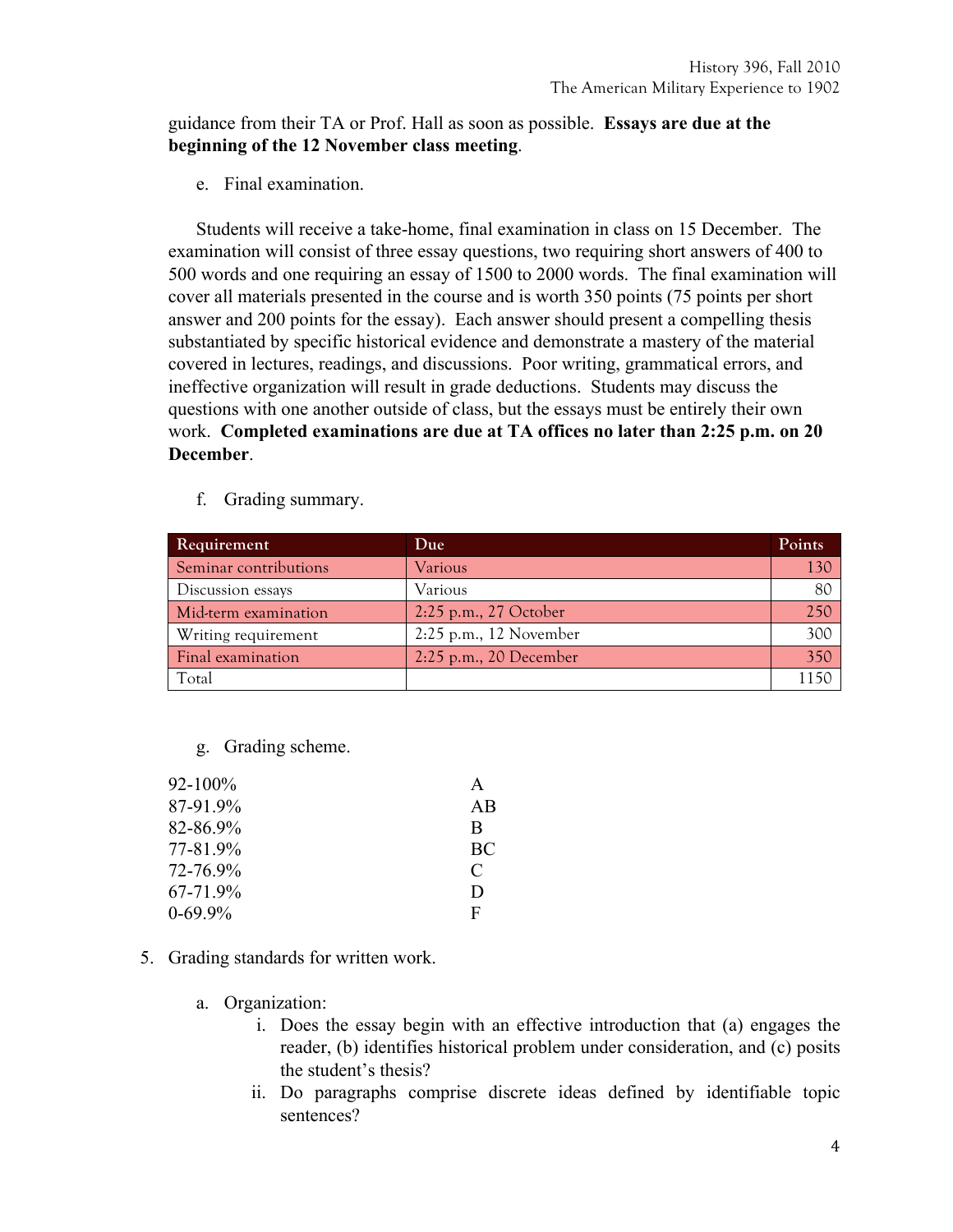guidance from their TA or Prof. Hall as soon as possible. **Essays are due at the beginning of the 12 November class meeting**.

e. Final examination.

Students will receive a take-home, final examination in class on 15 December. The examination will consist of three essay questions, two requiring short answers of 400 to 500 words and one requiring an essay of 1500 to 2000 words. The final examination will cover all materials presented in the course and is worth 350 points (75 points per short answer and 200 points for the essay). Each answer should present a compelling thesis substantiated by specific historical evidence and demonstrate a mastery of the material covered in lectures, readings, and discussions. Poor writing, grammatical errors, and ineffective organization will result in grade deductions. Students may discuss the questions with one another outside of class, but the essays must be entirely their own work. **Completed examinations are due at TA offices no later than 2:25 p.m. on 20 December**.

f. Grading summary.

| Requirement | Due | Points |
|---|---|---|
| Seminar contributions | Various | 130 |
| Discussion essays | Various | 80 |
| Mid-term examination | 2:25 p.m., 27 October | 250 |
| Writing requirement | 2:25 p.m., 12 November | 300 |
| Final examination | 2:25 p.m., 20 December | 350 |
| Total | | 1150 |

g. Grading scheme.

| | |
|---|---|
| 92-100% | A |
| 87-91.9% | AB |
| 82-86.9% | B |
| 77-81.9% | BC |
| 72-76.9% | C |
| 67-71.9% | D |
| 0-69.9% | F |

5. Grading standards for written work.

   a. Organization:

      i. Does the essay begin with an effective introduction that (a) engages the reader, (b) identifies historical problem under consideration, and (c) posits the student's thesis?

      ii. Do paragraphs comprise discrete ideas defined by identifiable topic sentences?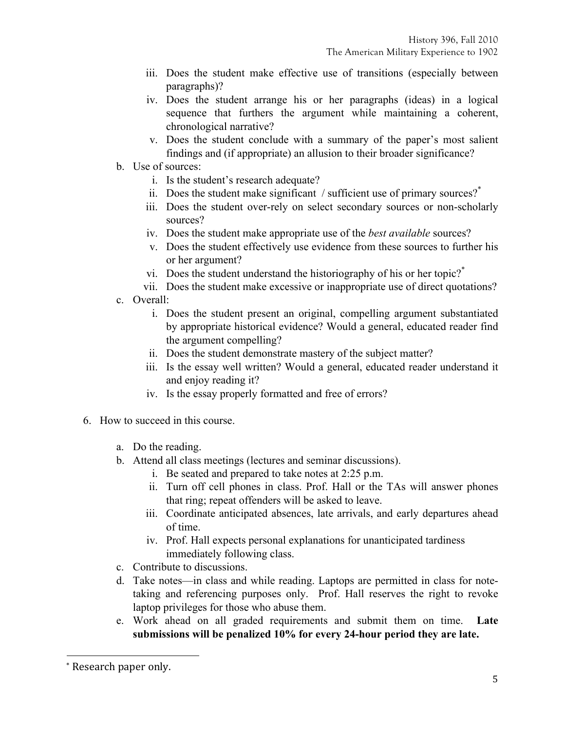iii. Does the student make effective use of transitions (especially between paragraphs)?
iv. Does the student arrange his or her paragraphs (ideas) in a logical sequence that furthers the argument while maintaining a coherent, chronological narrative?
v. Does the student conclude with a summary of the paper's most salient findings and (if appropriate) an allusion to their broader significance?

b. Use of sources:
   i. Is the student's research adequate?
   ii. Does the student make significant / sufficient use of primary sources?*
   iii. Does the student over-rely on select secondary sources or non-scholarly sources?
   iv. Does the student make appropriate use of the *best available* sources?
   v. Does the student effectively use evidence from these sources to further his or her argument?
   vi. Does the student understand the historiography of his or her topic?*
   vii. Does the student make excessive or inappropriate use of direct quotations?

c. Overall:
   i. Does the student present an original, compelling argument substantiated by appropriate historical evidence? Would a general, educated reader find the argument compelling?
   ii. Does the student demonstrate mastery of the subject matter?
   iii. Is the essay well written? Would a general, educated reader understand it and enjoy reading it?
   iv. Is the essay properly formatted and free of errors?

6. How to succeed in this course.

   a. Do the reading.
   b. Attend all class meetings (lectures and seminar discussions).
      i. Be seated and prepared to take notes at 2:25 p.m.
      ii. Turn off cell phones in class. Prof. Hall or the TAs will answer phones that ring; repeat offenders will be asked to leave.
      iii. Coordinate anticipated absences, late arrivals, and early departures ahead of time.
      iv. Prof. Hall expects personal explanations for unanticipated tardiness immediately following class.
   c. Contribute to discussions.
   d. Take notes—in class and while reading. Laptops are permitted in class for note-taking and referencing purposes only. Prof. Hall reserves the right to revoke laptop privileges for those who abuse them.
   e. Work ahead on all graded requirements and submit them on time. **Late submissions will be penalized 10% for every 24-hour period they are late.**

---

* Research paper only.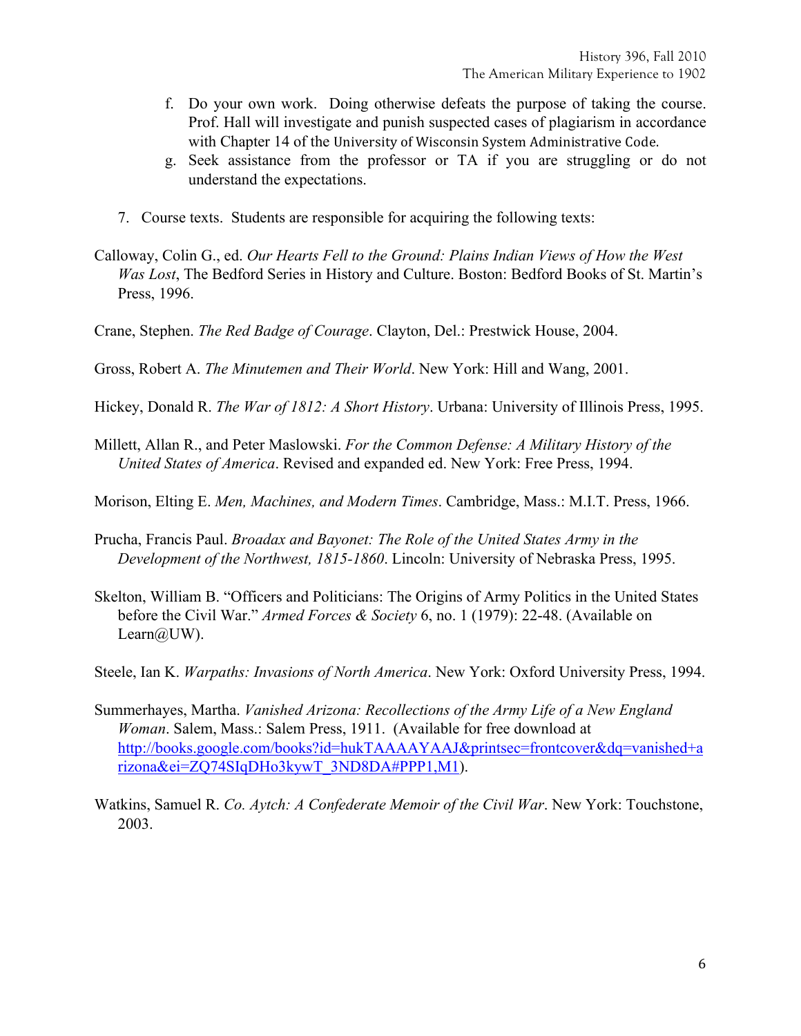f. Do your own work. Doing otherwise defeats the purpose of taking the course. Prof. Hall will investigate and punish suspected cases of plagiarism in accordance with Chapter 14 of the University of Wisconsin System Administrative Code.
g. Seek assistance from the professor or TA if you are struggling or do not understand the expectations.

7. Course texts. Students are responsible for acquiring the following texts:

Calloway, Colin G., ed. *Our Hearts Fell to the Ground: Plains Indian Views of How the West Was Lost*, The Bedford Series in History and Culture. Boston: Bedford Books of St. Martin's Press, 1996.

Crane, Stephen. *The Red Badge of Courage*. Clayton, Del.: Prestwick House, 2004.

Gross, Robert A. *The Minutemen and Their World*. New York: Hill and Wang, 2001.

Hickey, Donald R. *The War of 1812: A Short History*. Urbana: University of Illinois Press, 1995.

Millett, Allan R., and Peter Maslowski. *For the Common Defense: A Military History of the United States of America*. Revised and expanded ed. New York: Free Press, 1994.

Morison, Elting E. *Men, Machines, and Modern Times*. Cambridge, Mass.: M.I.T. Press, 1966.

Prucha, Francis Paul. *Broadax and Bayonet: The Role of the United States Army in the Development of the Northwest, 1815-1860*. Lincoln: University of Nebraska Press, 1995.

Skelton, William B. "Officers and Politicians: The Origins of Army Politics in the United States before the Civil War." *Armed Forces & Society* 6, no. 1 (1979): 22-48. (Available on Learn@UW).

Steele, Ian K. *Warpaths: Invasions of North America*. New York: Oxford University Press, 1994.

Summerhayes, Martha. *Vanished Arizona: Recollections of the Army Life of a New England Woman*. Salem, Mass.: Salem Press, 1911. (Available for free download at http://books.google.com/books?id=hukTAAAAYAAJ&printsec=frontcover&dq=vanished+arizona&ei=ZQ74SIqDHo3kywT_3ND8DA#PPP1,M1).

Watkins, Samuel R. *Co. Aytch: A Confederate Memoir of the Civil War*. New York: Touchstone, 2003.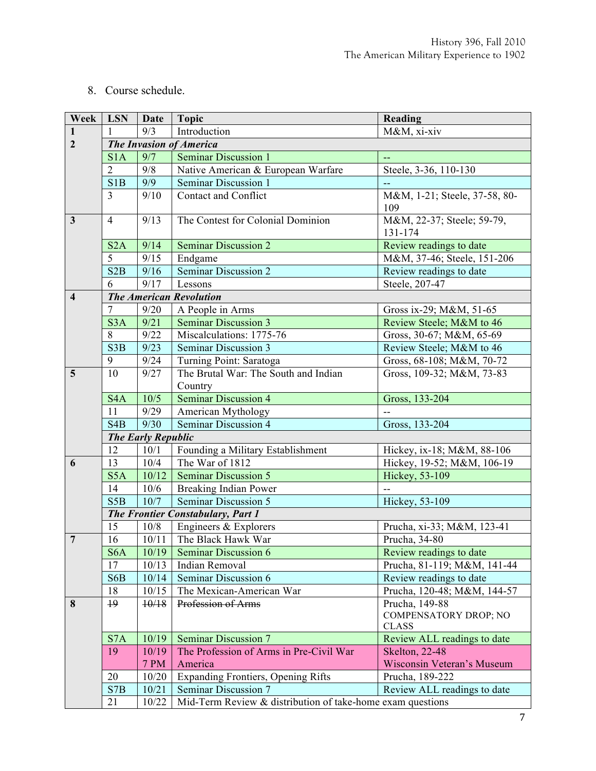8. Course schedule.

| Week | LSN | Date | Topic | Reading |
|---|---|---|---|---|
| 1 | 1 | 9/3 | Introduction | M&M, xi-xiv |
| 2 | ***The Invasion of America*** | | | |
| | S1A | 9/7 | Seminar Discussion 1 | -- |
| | 2 | 9/8 | Native American & European Warfare | Steele, 3-36, 110-130 |
| | S1B | 9/9 | Seminar Discussion 1 | -- |
| | 3 | 9/10 | Contact and Conflict | M&M, 1-21; Steele, 37-58, 80-109 |
| 3 | 4 | 9/13 | The Contest for Colonial Dominion | M&M, 22-37; Steele; 59-79, 131-174 |
| | S2A | 9/14 | Seminar Discussion 2 | Review readings to date |
| | 5 | 9/15 | Endgame | M&M, 37-46; Steele, 151-206 |
| | S2B | 9/16 | Seminar Discussion 2 | Review readings to date |
| | 6 | 9/17 | Lessons | Steele, 207-47 |
| 4 | ***The American Revolution*** | | | |
| | 7 | 9/20 | A People in Arms | Gross ix-29; M&M, 51-65 |
| | S3A | 9/21 | Seminar Discussion 3 | Review Steele; M&M to 46 |
| | 8 | 9/22 | Miscalculations: 1775-76 | Gross, 30-67; M&M, 65-69 |
| | S3B | 9/23 | Seminar Discussion 3 | Review Steele; M&M to 46 |
| | 9 | 9/24 | Turning Point: Saratoga | Gross, 68-108; M&M, 70-72 |
| 5 | 10 | 9/27 | The Brutal War: The South and Indian Country | Gross, 109-32; M&M, 73-83 |
| | S4A | 10/5 | Seminar Discussion 4 | Gross, 133-204 |
| | 11 | 9/29 | American Mythology | -- |
| | S4B | 9/30 | Seminar Discussion 4 | Gross, 133-204 |
| | ***The Early Republic*** | | | |
| | 12 | 10/1 | Founding a Military Establishment | Hickey, ix-18; M&M, 88-106 |
| 6 | 13 | 10/4 | The War of 1812 | Hickey, 19-52; M&M, 106-19 |
| | S5A | 10/12 | Seminar Discussion 5 | Hickey, 53-109 |
| | 14 | 10/6 | Breaking Indian Power | -- |
| | S5B | 10/7 | Seminar Discussion 5 | Hickey, 53-109 |
| | ***The Frontier Constabulary, Part 1*** | | | |
| | 15 | 10/8 | Engineers & Explorers | Prucha, xi-33; M&M, 123-41 |
| 7 | 16 | 10/11 | The Black Hawk War | Prucha, 34-80 |
| | S6A | 10/19 | Seminar Discussion 6 | Review readings to date |
| | 17 | 10/13 | Indian Removal | Prucha, 81-119; M&M, 141-44 |
| | S6B | 10/14 | Seminar Discussion 6 | Review readings to date |
| | 18 | 10/15 | The Mexican-American War | Prucha, 120-48; M&M, 144-57 |
| 8 | ~~19~~ | ~~10/18~~ | ~~Profession of Arms~~ | Prucha, 149-88 COMPENSATORY DROP; NO CLASS |
| | S7A | 10/19 | Seminar Discussion 7 | Review ALL readings to date |
| | 19 | 10/19 7 PM | The Profession of Arms in Pre-Civil War America | Skelton, 22-48 Wisconsin Veteran's Museum |
| | 20 | 10/20 | Expanding Frontiers, Opening Rifts | Prucha, 189-222 |
| | S7B | 10/21 | Seminar Discussion 7 | Review ALL readings to date |
| | 21 | 10/22 | Mid-Term Review & distribution of take-home exam questions | |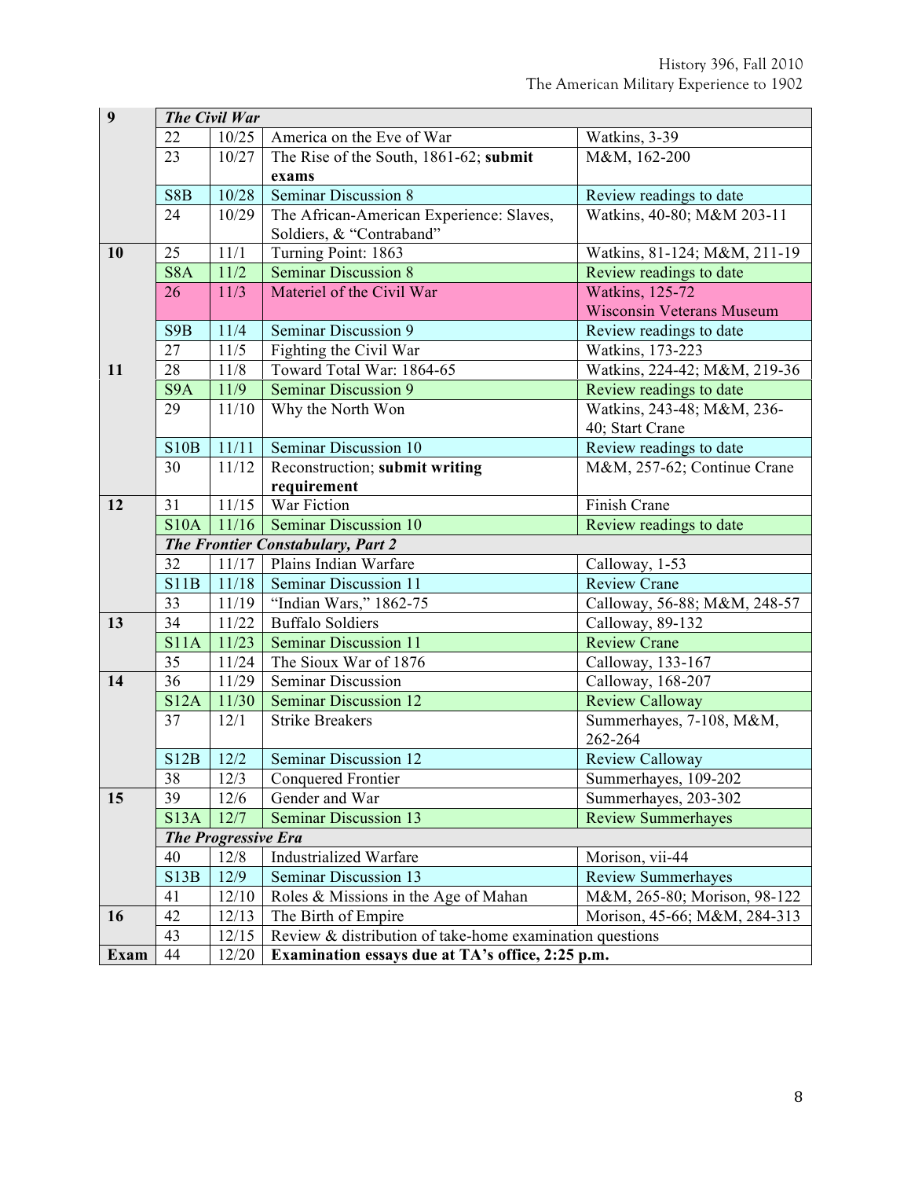| | | | | |
|---|---|---|---|---|
| **9** | ***The Civil War*** | | | |
| | 22 | 10/25 | America on the Eve of War | Watkins, 3-39 |
| | 23 | 10/27 | The Rise of the South, 1861-62; **submit exams** | M&M, 162-200 |
| | S8B | 10/28 | Seminar Discussion 8 | Review readings to date |
| | 24 | 10/29 | The African-American Experience: Slaves, Soldiers, & "Contraband" | Watkins, 40-80; M&M 203-11 |
| **10** | 25 | 11/1 | Turning Point: 1863 | Watkins, 81-124; M&M, 211-19 |
| | S8A | 11/2 | Seminar Discussion 8 | Review readings to date |
| | 26 | 11/3 | Materiel of the Civil War | Watkins, 125-72 Wisconsin Veterans Museum |
| | S9B | 11/4 | Seminar Discussion 9 | Review readings to date |
| | 27 | 11/5 | Fighting the Civil War | Watkins, 173-223 |
| **11** | 28 | 11/8 | Toward Total War: 1864-65 | Watkins, 224-42; M&M, 219-36 |
| | S9A | 11/9 | Seminar Discussion 9 | Review readings to date |
| | 29 | 11/10 | Why the North Won | Watkins, 243-48; M&M, 236-40; Start Crane |
| | S10B | 11/11 | Seminar Discussion 10 | Review readings to date |
| | 30 | 11/12 | Reconstruction; **submit writing requirement** | M&M, 257-62; Continue Crane |
| **12** | 31 | 11/15 | War Fiction | Finish Crane |
| | S10A | 11/16 | Seminar Discussion 10 | Review readings to date |
| | ***The Frontier Constabulary, Part 2*** | | | |
| | 32 | 11/17 | Plains Indian Warfare | Calloway, 1-53 |
| | S11B | 11/18 | Seminar Discussion 11 | Review Crane |
| | 33 | 11/19 | "Indian Wars," 1862-75 | Calloway, 56-88; M&M, 248-57 |
| **13** | 34 | 11/22 | Buffalo Soldiers | Calloway, 89-132 |
| | S11A | 11/23 | Seminar Discussion 11 | Review Crane |
| | 35 | 11/24 | The Sioux War of 1876 | Calloway, 133-167 |
| **14** | 36 | 11/29 | Seminar Discussion | Calloway, 168-207 |
| | S12A | 11/30 | Seminar Discussion 12 | Review Calloway |
| | 37 | 12/1 | Strike Breakers | Summerhayes, 7-108, M&M, 262-264 |
| | S12B | 12/2 | Seminar Discussion 12 | Review Calloway |
| | 38 | 12/3 | Conquered Frontier | Summerhayes, 109-202 |
| **15** | 39 | 12/6 | Gender and War | Summerhayes, 203-302 |
| | S13A | 12/7 | Seminar Discussion 13 | Review Summerhayes |
| | ***The Progressive Era*** | | | |
| | 40 | 12/8 | Industrialized Warfare | Morison, vii-44 |
| | S13B | 12/9 | Seminar Discussion 13 | Review Summerhayes |
| | 41 | 12/10 | Roles & Missions in the Age of Mahan | M&M, 265-80; Morison, 98-122 |
| **16** | 42 | 12/13 | The Birth of Empire | Morison, 45-66; M&M, 284-313 |
| | 43 | 12/15 | Review & distribution of take-home examination questions | |
| **Exam** | 44 | 12/20 | **Examination essays due at TA's office, 2:25 p.m.** | |